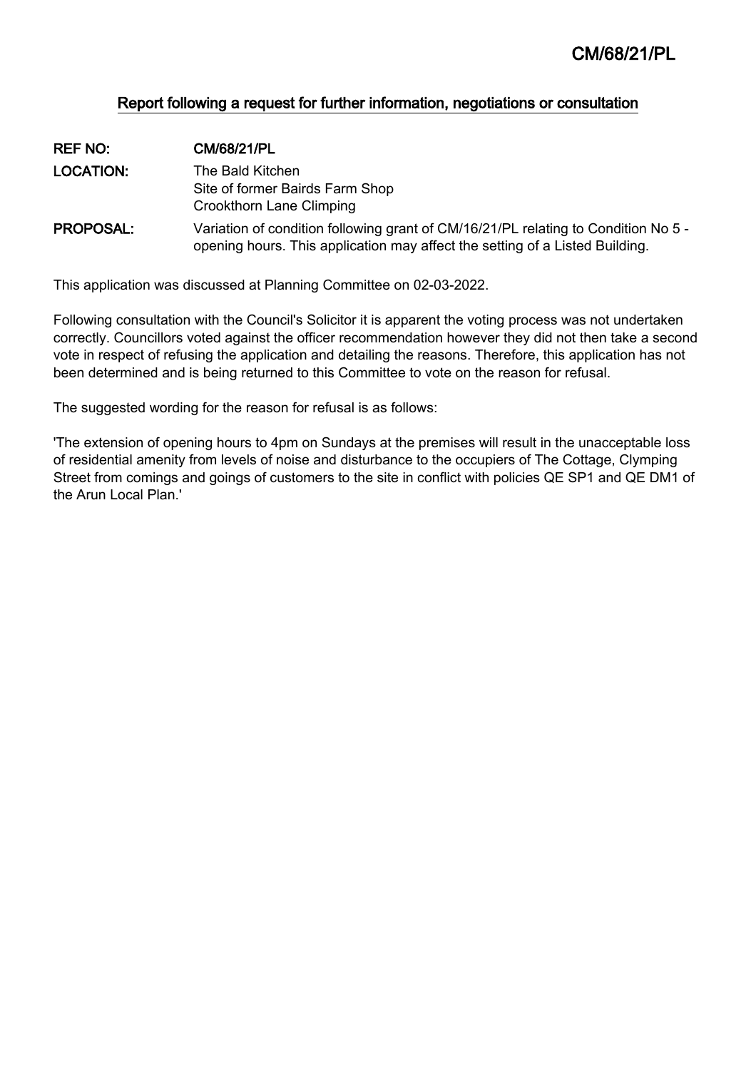# CM/68/21/PL

## Report following a request for further information, negotiations or consultation

| | |
|---|---|
| **REF NO:** | **CM/68/21/PL** |
| **LOCATION:** | The Bald Kitchen<br>Site of former Bairds Farm Shop<br>Crookthorn Lane Climping |
| **PROPOSAL:** | Variation of condition following grant of CM/16/21/PL relating to Condition No 5 - opening hours. This application may affect the setting of a Listed Building. |

This application was discussed at Planning Committee on 02-03-2022.

Following consultation with the Council's Solicitor it is apparent the voting process was not undertaken correctly. Councillors voted against the officer recommendation however they did not then take a second vote in respect of refusing the application and detailing the reasons. Therefore, this application has not been determined and is being returned to this Committee to vote on the reason for refusal.

The suggested wording for the reason for refusal is as follows:

'The extension of opening hours to 4pm on Sundays at the premises will result in the unacceptable loss of residential amenity from levels of noise and disturbance to the occupiers of The Cottage, Clymping Street from comings and goings of customers to the site in conflict with policies QE SP1 and QE DM1 of the Arun Local Plan.'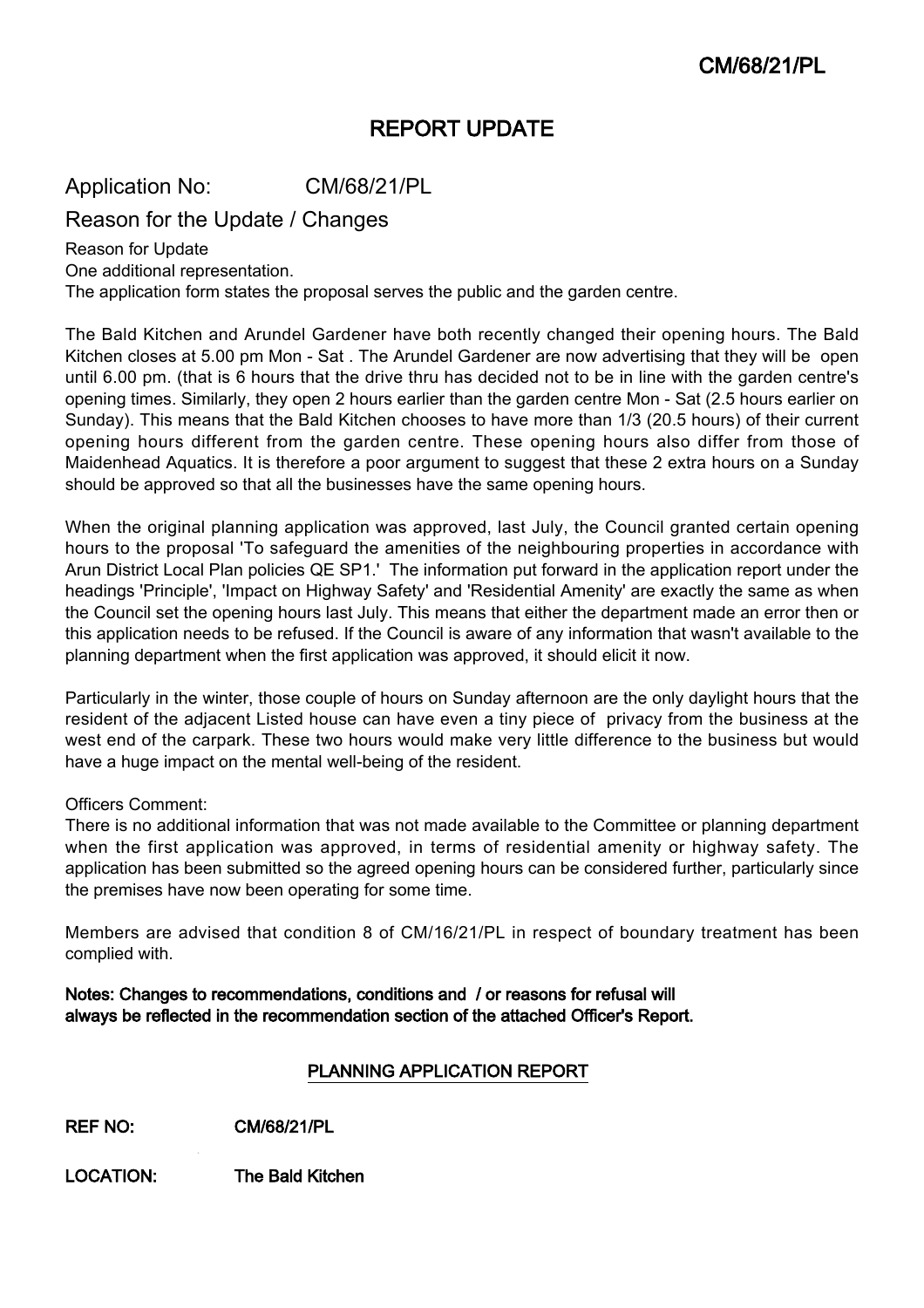CM/68/21/PL

# REPORT UPDATE

## Application No: CM/68/21/PL

## Reason for the Update / Changes

Reason for Update

One additional representation.

The application form states the proposal serves the public and the garden centre.

The Bald Kitchen and Arundel Gardener have both recently changed their opening hours. The Bald Kitchen closes at 5.00 pm Mon - Sat . The Arundel Gardener are now advertising that they will be open until 6.00 pm. (that is 6 hours that the drive thru has decided not to be in line with the garden centre's opening times. Similarly, they open 2 hours earlier than the garden centre Mon - Sat (2.5 hours earlier on Sunday). This means that the Bald Kitchen chooses to have more than 1/3 (20.5 hours) of their current opening hours different from the garden centre. These opening hours also differ from those of Maidenhead Aquatics. It is therefore a poor argument to suggest that these 2 extra hours on a Sunday should be approved so that all the businesses have the same opening hours.

When the original planning application was approved, last July, the Council granted certain opening hours to the proposal 'To safeguard the amenities of the neighbouring properties in accordance with Arun District Local Plan policies QE SP1.' The information put forward in the application report under the headings 'Principle', 'Impact on Highway Safety' and 'Residential Amenity' are exactly the same as when the Council set the opening hours last July. This means that either the department made an error then or this application needs to be refused. If the Council is aware of any information that wasn't available to the planning department when the first application was approved, it should elicit it now.

Particularly in the winter, those couple of hours on Sunday afternoon are the only daylight hours that the resident of the adjacent Listed house can have even a tiny piece of privacy from the business at the west end of the carpark. These two hours would make very little difference to the business but would have a huge impact on the mental well-being of the resident.

Officers Comment:

There is no additional information that was not made available to the Committee or planning department when the first application was approved, in terms of residential amenity or highway safety. The application has been submitted so the agreed opening hours can be considered further, particularly since the premises have now been operating for some time.

Members are advised that condition 8 of CM/16/21/PL in respect of boundary treatment has been complied with.

**Notes: Changes to recommendations, conditions and / or reasons for refusal will always be reflected in the recommendation section of the attached Officer's Report.**

## PLANNING APPLICATION REPORT

**REF NO:** **CM/68/21/PL**

**LOCATION:** **The Bald Kitchen**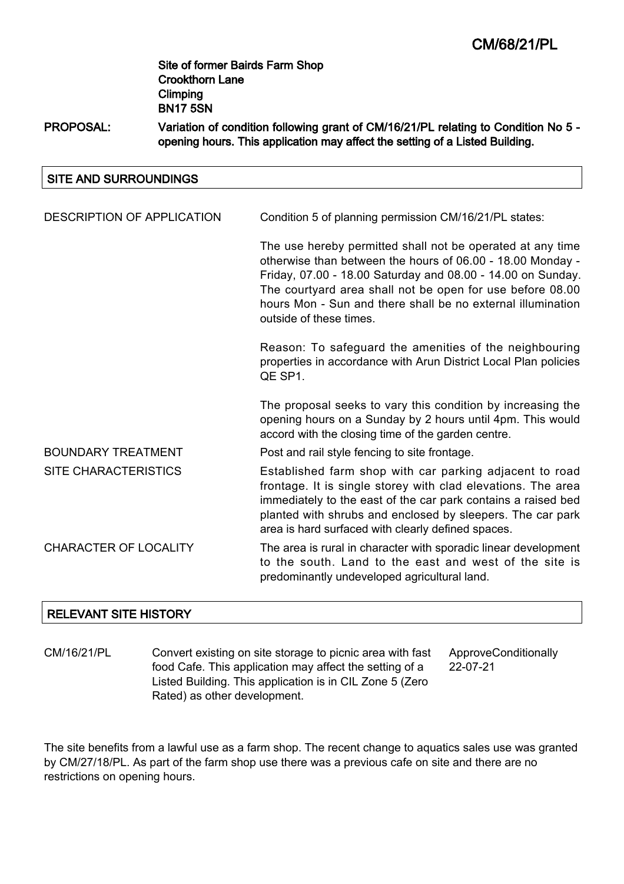# CM/68/21/PL

**Site of former Bairds Farm Shop**
**Crookthorn Lane**
**Climping**
**BN17 5SN**

**PROPOSAL:** **Variation of condition following grant of CM/16/21/PL relating to Condition No 5 - opening hours. This application may affect the setting of a Listed Building.**

## SITE AND SURROUNDINGS

| | |
|---|---|
| DESCRIPTION OF APPLICATION | Condition 5 of planning permission CM/16/21/PL states:<br><br>The use hereby permitted shall not be operated at any time otherwise than between the hours of 06.00 - 18.00 Monday - Friday, 07.00 - 18.00 Saturday and 08.00 - 14.00 on Sunday. The courtyard area shall not be open for use before 08.00 hours Mon - Sun and there shall be no external illumination outside of these times.<br><br>Reason: To safeguard the amenities of the neighbouring properties in accordance with Arun District Local Plan policies QE SP1.<br><br>The proposal seeks to vary this condition by increasing the opening hours on a Sunday by 2 hours until 4pm. This would accord with the closing time of the garden centre. |
| BOUNDARY TREATMENT | Post and rail style fencing to site frontage. |
| SITE CHARACTERISTICS | Established farm shop with car parking adjacent to road frontage. It is single storey with clad elevations. The area immediately to the east of the car park contains a raised bed planted with shrubs and enclosed by sleepers. The car park area is hard surfaced with clearly defined spaces. |
| CHARACTER OF LOCALITY | The area is rural in character with sporadic linear development to the south. Land to the east and west of the site is predominantly undeveloped agricultural land. |

## RELEVANT SITE HISTORY

| | | |
|---|---|---|
| CM/16/21/PL | Convert existing on site storage to picnic area with fast food Cafe. This application may affect the setting of a Listed Building. This application is in CIL Zone 5 (Zero Rated) as other development. | ApproveConditionally 22-07-21 |

The site benefits from a lawful use as a farm shop. The recent change to aquatics sales use was granted by CM/27/18/PL. As part of the farm shop use there was a previous cafe on site and there are no restrictions on opening hours.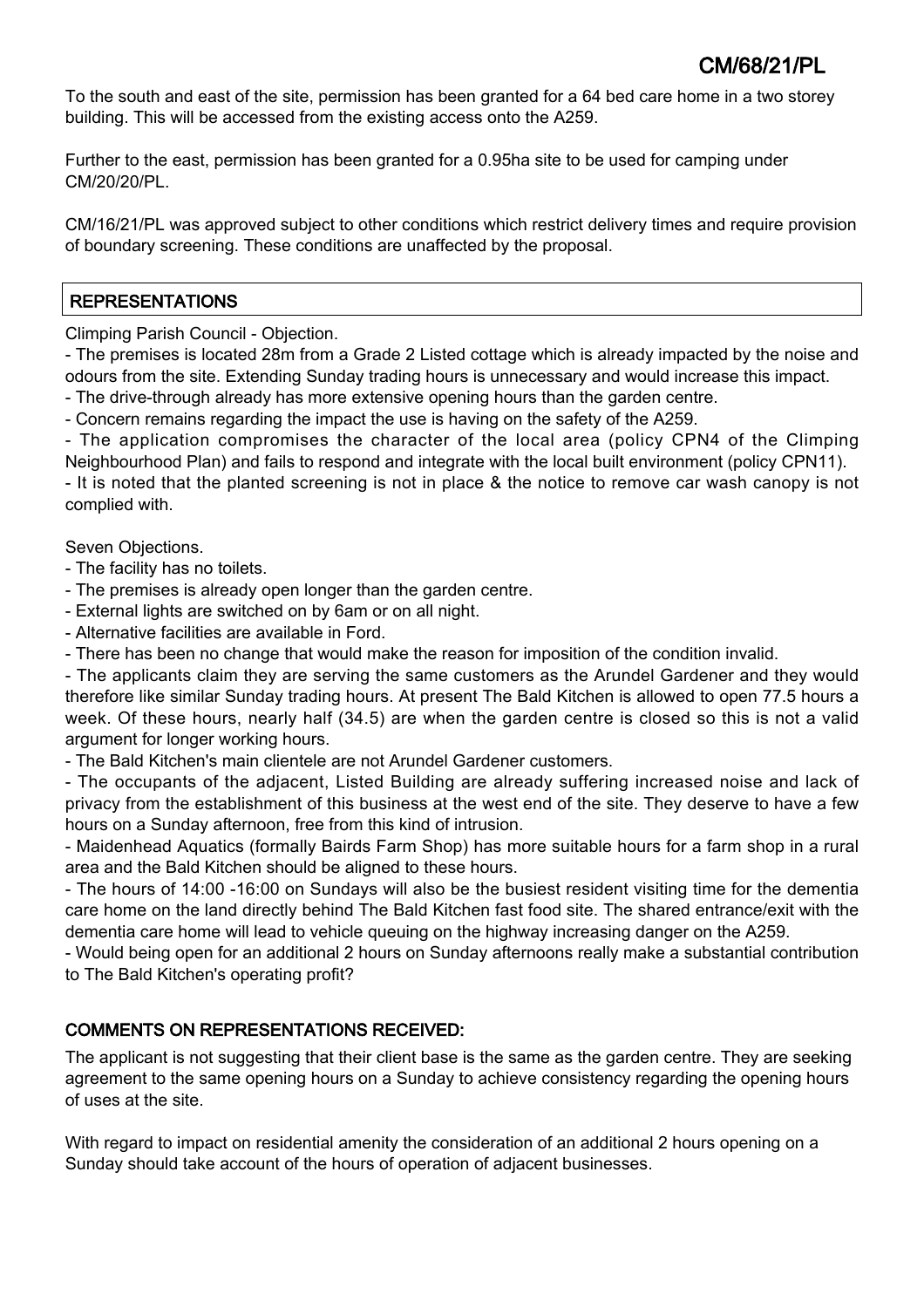To the south and east of the site, permission has been granted for a 64 bed care home in a two storey building. This will be accessed from the existing access onto the A259.

Further to the east, permission has been granted for a 0.95ha site to be used for camping under CM/20/20/PL.

CM/16/21/PL was approved subject to other conditions which restrict delivery times and require provision of boundary screening. These conditions are unaffected by the proposal.

## REPRESENTATIONS

Climping Parish Council - Objection.

- The premises is located 28m from a Grade 2 Listed cottage which is already impacted by the noise and odours from the site. Extending Sunday trading hours is unnecessary and would increase this impact.
- The drive-through already has more extensive opening hours than the garden centre.
- Concern remains regarding the impact the use is having on the safety of the A259.
- The application compromises the character of the local area (policy CPN4 of the Climping Neighbourhood Plan) and fails to respond and integrate with the local built environment (policy CPN11).
- It is noted that the planted screening is not in place & the notice to remove car wash canopy is not complied with.

Seven Objections.

- The facility has no toilets.
- The premises is already open longer than the garden centre.
- External lights are switched on by 6am or on all night.
- Alternative facilities are available in Ford.
- There has been no change that would make the reason for imposition of the condition invalid.
- The applicants claim they are serving the same customers as the Arundel Gardener and they would therefore like similar Sunday trading hours. At present The Bald Kitchen is allowed to open 77.5 hours a week. Of these hours, nearly half (34.5) are when the garden centre is closed so this is not a valid argument for longer working hours.
- The Bald Kitchen's main clientele are not Arundel Gardener customers.
- The occupants of the adjacent, Listed Building are already suffering increased noise and lack of privacy from the establishment of this business at the west end of the site. They deserve to have a few hours on a Sunday afternoon, free from this kind of intrusion.
- Maidenhead Aquatics (formally Bairds Farm Shop) has more suitable hours for a farm shop in a rural area and the Bald Kitchen should be aligned to these hours.
- The hours of 14:00 -16:00 on Sundays will also be the busiest resident visiting time for the dementia care home on the land directly behind The Bald Kitchen fast food site. The shared entrance/exit with the dementia care home will lead to vehicle queuing on the highway increasing danger on the A259.
- Would being open for an additional 2 hours on Sunday afternoons really make a substantial contribution to The Bald Kitchen's operating profit?

## COMMENTS ON REPRESENTATIONS RECEIVED:

The applicant is not suggesting that their client base is the same as the garden centre. They are seeking agreement to the same opening hours on a Sunday to achieve consistency regarding the opening hours of uses at the site.

With regard to impact on residential amenity the consideration of an additional 2 hours opening on a Sunday should take account of the hours of operation of adjacent businesses.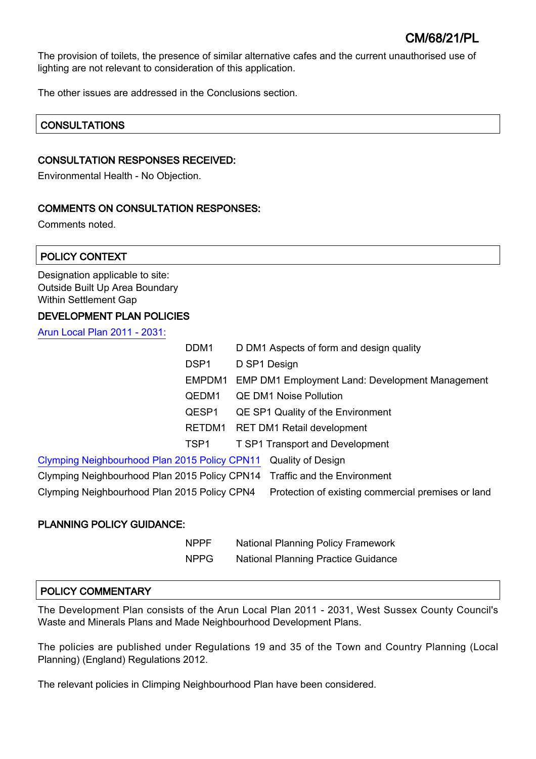The provision of toilets, the presence of similar alternative cafes and the current unauthorised use of lighting are not relevant to consideration of this application.

The other issues are addressed in the Conclusions section.

## CONSULTATIONS

### CONSULTATION RESPONSES RECEIVED:

Environmental Health - No Objection.

### COMMENTS ON CONSULTATION RESPONSES:

Comments noted.

## POLICY CONTEXT

Designation applicable to site:
Outside Built Up Area Boundary
Within Settlement Gap

### DEVELOPMENT PLAN POLICIES

Arun Local Plan 2011 - 2031:

| | |
|---|---|
| DDM1 | D DM1 Aspects of form and design quality |
| DSP1 | D SP1 Design |
| EMPDM1 | EMP DM1 Employment Land: Development Management |
| QEDM1 | QE DM1 Noise Pollution |
| QESP1 | QE SP1 Quality of the Environment |
| RETDM1 | RET DM1 Retail development |
| TSP1 | T SP1 Transport and Development |

| | |
|---|---|
| Clymping Neighbourhood Plan 2015 Policy CPN11 | Quality of Design |
| Clymping Neighbourhood Plan 2015 Policy CPN14 | Traffic and the Environment |
| Clymping Neighbourhood Plan 2015 Policy CPN4 | Protection of existing commercial premises or land |

### PLANNING POLICY GUIDANCE:

| | |
|---|---|
| NPPF | National Planning Policy Framework |
| NPPG | National Planning Practice Guidance |

## POLICY COMMENTARY

The Development Plan consists of the Arun Local Plan 2011 - 2031, West Sussex County Council's Waste and Minerals Plans and Made Neighbourhood Development Plans.

The policies are published under Regulations 19 and 35 of the Town and Country Planning (Local Planning) (England) Regulations 2012.

The relevant policies in Clymping Neighbourhood Plan have been considered.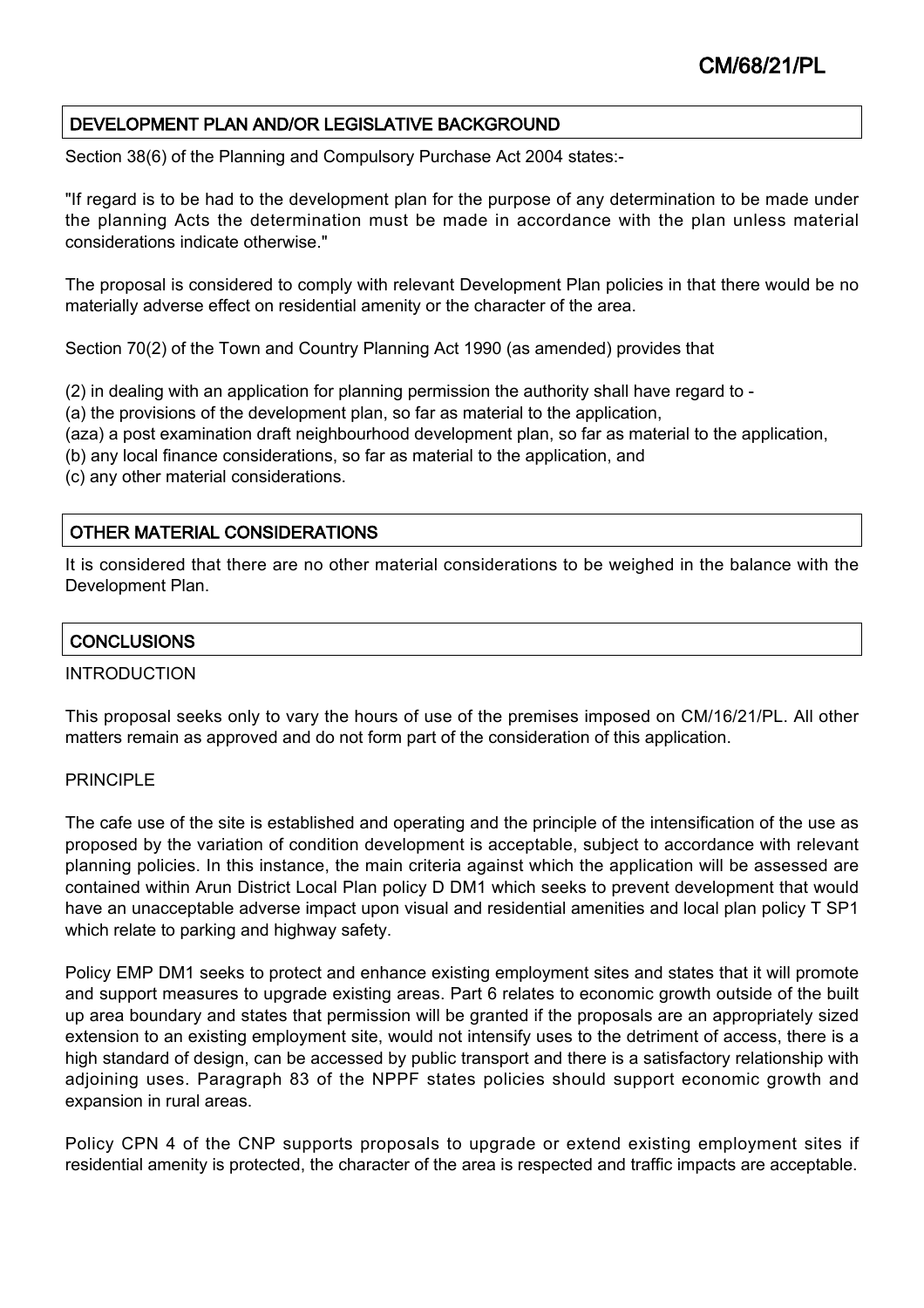## DEVELOPMENT PLAN AND/OR LEGISLATIVE BACKGROUND

Section 38(6) of the Planning and Compulsory Purchase Act 2004 states:-

"If regard is to be had to the development plan for the purpose of any determination to be made under the planning Acts the determination must be made in accordance with the plan unless material considerations indicate otherwise."

The proposal is considered to comply with relevant Development Plan policies in that there would be no materially adverse effect on residential amenity or the character of the area.

Section 70(2) of the Town and Country Planning Act 1990 (as amended) provides that

(2) in dealing with an application for planning permission the authority shall have regard to -
(a) the provisions of the development plan, so far as material to the application,
(aza) a post examination draft neighbourhood development plan, so far as material to the application,
(b) any local finance considerations, so far as material to the application, and
(c) any other material considerations.

## OTHER MATERIAL CONSIDERATIONS

It is considered that there are no other material considerations to be weighed in the balance with the Development Plan.

## CONCLUSIONS

INTRODUCTION

This proposal seeks only to vary the hours of use of the premises imposed on CM/16/21/PL. All other matters remain as approved and do not form part of the consideration of this application.

PRINCIPLE

The cafe use of the site is established and operating and the principle of the intensification of the use as proposed by the variation of condition development is acceptable, subject to accordance with relevant planning policies. In this instance, the main criteria against which the application will be assessed are contained within Arun District Local Plan policy D DM1 which seeks to prevent development that would have an unacceptable adverse impact upon visual and residential amenities and local plan policy T SP1 which relate to parking and highway safety.

Policy EMP DM1 seeks to protect and enhance existing employment sites and states that it will promote and support measures to upgrade existing areas. Part 6 relates to economic growth outside of the built up area boundary and states that permission will be granted if the proposals are an appropriately sized extension to an existing employment site, would not intensify uses to the detriment of access, there is a high standard of design, can be accessed by public transport and there is a satisfactory relationship with adjoining uses. Paragraph 83 of the NPPF states policies should support economic growth and expansion in rural areas.

Policy CPN 4 of the CNP supports proposals to upgrade or extend existing employment sites if residential amenity is protected, the character of the area is respected and traffic impacts are acceptable.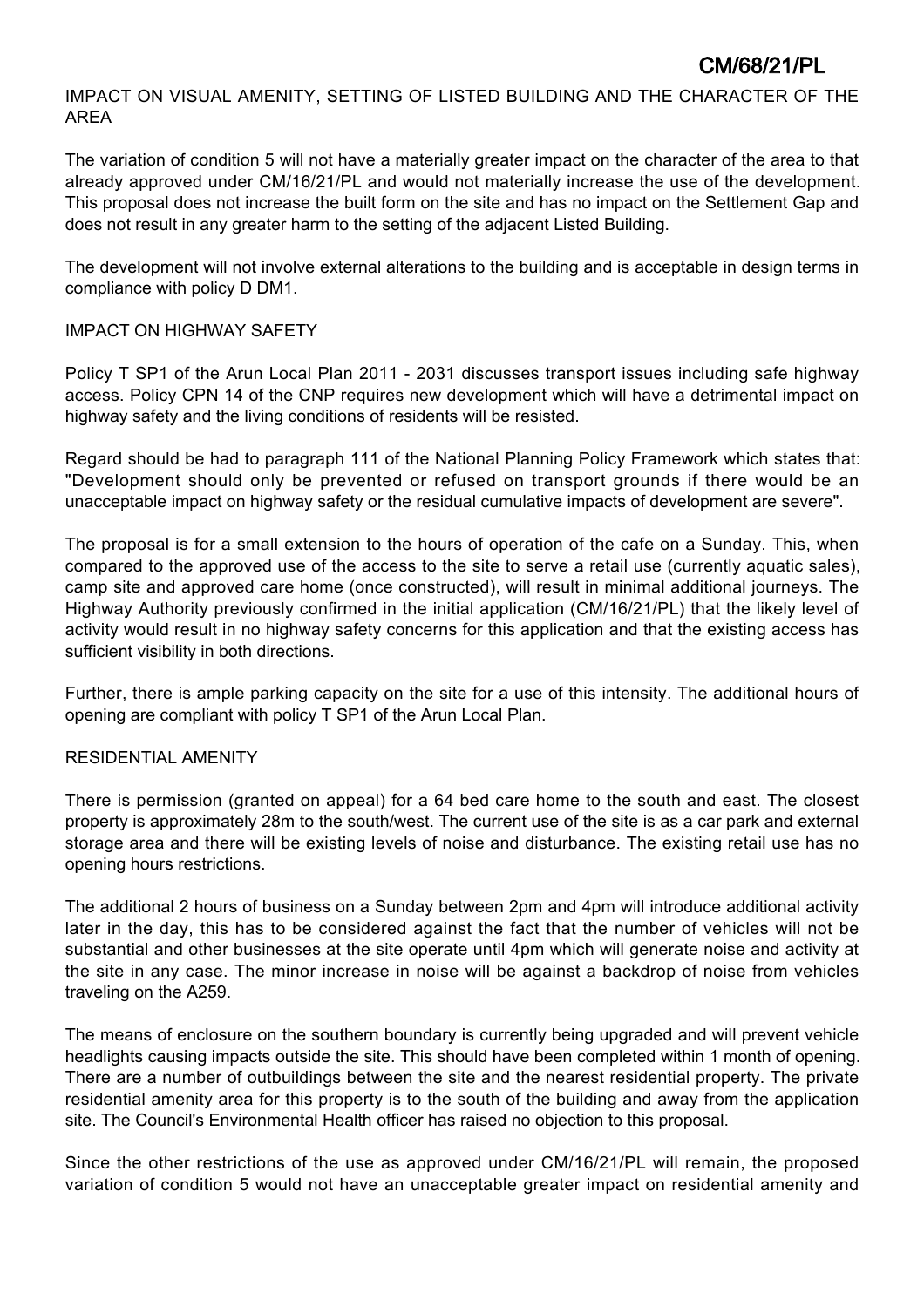## IMPACT ON VISUAL AMENITY, SETTING OF LISTED BUILDING AND THE CHARACTER OF THE AREA

The variation of condition 5 will not have a materially greater impact on the character of the area to that already approved under CM/16/21/PL and would not materially increase the use of the development. This proposal does not increase the built form on the site and has no impact on the Settlement Gap and does not result in any greater harm to the setting of the adjacent Listed Building.

The development will not involve external alterations to the building and is acceptable in design terms in compliance with policy D DM1.

## IMPACT ON HIGHWAY SAFETY

Policy T SP1 of the Arun Local Plan 2011 - 2031 discusses transport issues including safe highway access. Policy CPN 14 of the CNP requires new development which will have a detrimental impact on highway safety and the living conditions of residents will be resisted.

Regard should be had to paragraph 111 of the National Planning Policy Framework which states that: "Development should only be prevented or refused on transport grounds if there would be an unacceptable impact on highway safety or the residual cumulative impacts of development are severe".

The proposal is for a small extension to the hours of operation of the cafe on a Sunday. This, when compared to the approved use of the access to the site to serve a retail use (currently aquatic sales), camp site and approved care home (once constructed), will result in minimal additional journeys. The Highway Authority previously confirmed in the initial application (CM/16/21/PL) that the likely level of activity would result in no highway safety concerns for this application and that the existing access has sufficient visibility in both directions.

Further, there is ample parking capacity on the site for a use of this intensity. The additional hours of opening are compliant with policy T SP1 of the Arun Local Plan.

## RESIDENTIAL AMENITY

There is permission (granted on appeal) for a 64 bed care home to the south and east. The closest property is approximately 28m to the south/west. The current use of the site is as a car park and external storage area and there will be existing levels of noise and disturbance. The existing retail use has no opening hours restrictions.

The additional 2 hours of business on a Sunday between 2pm and 4pm will introduce additional activity later in the day, this has to be considered against the fact that the number of vehicles will not be substantial and other businesses at the site operate until 4pm which will generate noise and activity at the site in any case. The minor increase in noise will be against a backdrop of noise from vehicles traveling on the A259.

The means of enclosure on the southern boundary is currently being upgraded and will prevent vehicle headlights causing impacts outside the site. This should have been completed within 1 month of opening. There are a number of outbuildings between the site and the nearest residential property. The private residential amenity area for this property is to the south of the building and away from the application site. The Council's Environmental Health officer has raised no objection to this proposal.

Since the other restrictions of the use as approved under CM/16/21/PL will remain, the proposed variation of condition 5 would not have an unacceptable greater impact on residential amenity and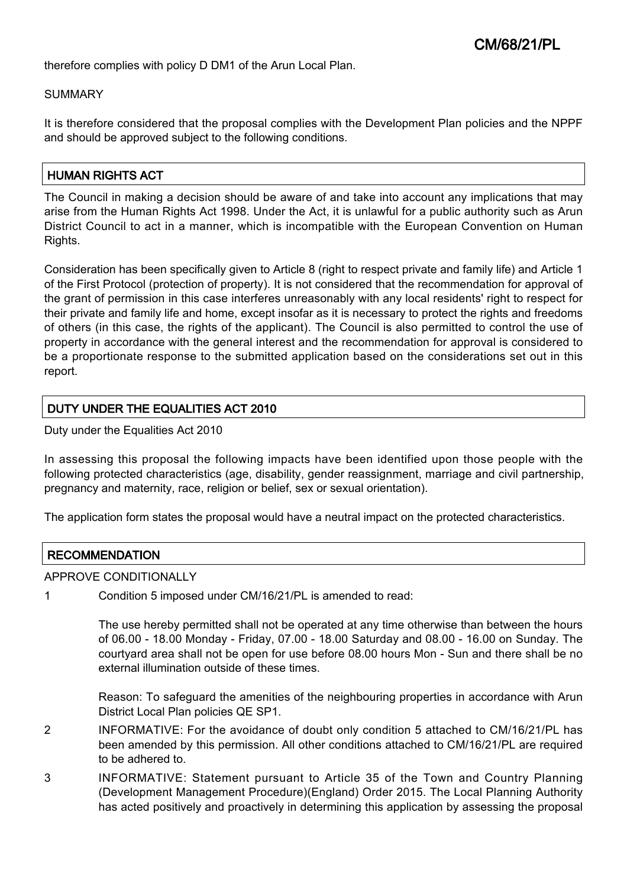therefore complies with policy D DM1 of the Arun Local Plan.

SUMMARY

It is therefore considered that the proposal complies with the Development Plan policies and the NPPF and should be approved subject to the following conditions.

## HUMAN RIGHTS ACT

The Council in making a decision should be aware of and take into account any implications that may arise from the Human Rights Act 1998. Under the Act, it is unlawful for a public authority such as Arun District Council to act in a manner, which is incompatible with the European Convention on Human Rights.

Consideration has been specifically given to Article 8 (right to respect private and family life) and Article 1 of the First Protocol (protection of property). It is not considered that the recommendation for approval of the grant of permission in this case interferes unreasonably with any local residents' right to respect for their private and family life and home, except insofar as it is necessary to protect the rights and freedoms of others (in this case, the rights of the applicant). The Council is also permitted to control the use of property in accordance with the general interest and the recommendation for approval is considered to be a proportionate response to the submitted application based on the considerations set out in this report.

## DUTY UNDER THE EQUALITIES ACT 2010

Duty under the Equalities Act 2010

In assessing this proposal the following impacts have been identified upon those people with the following protected characteristics (age, disability, gender reassignment, marriage and civil partnership, pregnancy and maternity, race, religion or belief, sex or sexual orientation).

The application form states the proposal would have a neutral impact on the protected characteristics.

## RECOMMENDATION

APPROVE CONDITIONALLY

1 Condition 5 imposed under CM/16/21/PL is amended to read:

The use hereby permitted shall not be operated at any time otherwise than between the hours of 06.00 - 18.00 Monday - Friday, 07.00 - 18.00 Saturday and 08.00 - 16.00 on Sunday. The courtyard area shall not be open for use before 08.00 hours Mon - Sun and there shall be no external illumination outside of these times.

Reason: To safeguard the amenities of the neighbouring properties in accordance with Arun District Local Plan policies QE SP1.

2 INFORMATIVE: For the avoidance of doubt only condition 5 attached to CM/16/21/PL has been amended by this permission. All other conditions attached to CM/16/21/PL are required to be adhered to.

3 INFORMATIVE: Statement pursuant to Article 35 of the Town and Country Planning (Development Management Procedure)(England) Order 2015. The Local Planning Authority has acted positively and proactively in determining this application by assessing the proposal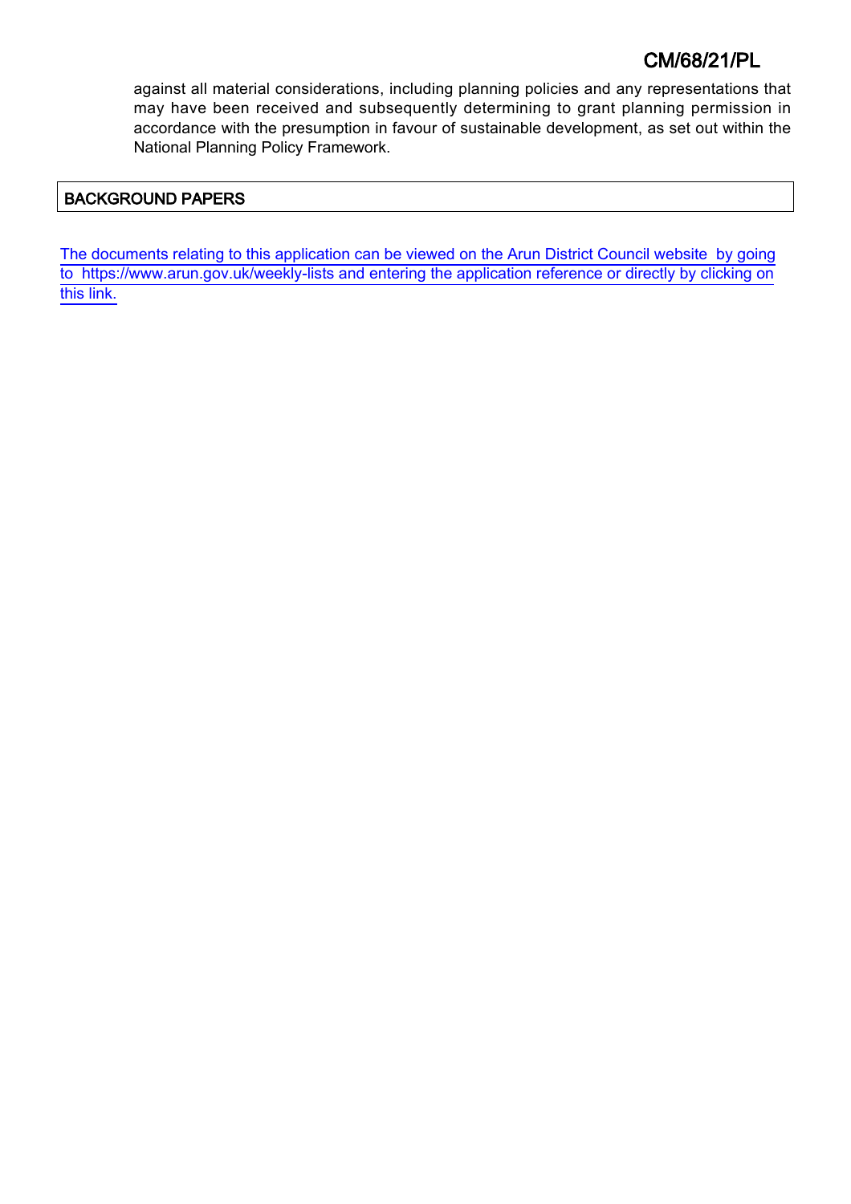against all material considerations, including planning policies and any representations that may have been received and subsequently determining to grant planning permission in accordance with the presumption in favour of sustainable development, as set out within the National Planning Policy Framework.

## BACKGROUND PAPERS

The documents relating to this application can be viewed on the Arun District Council website by going to https://www.arun.gov.uk/weekly-lists and entering the application reference or directly by clicking on this link.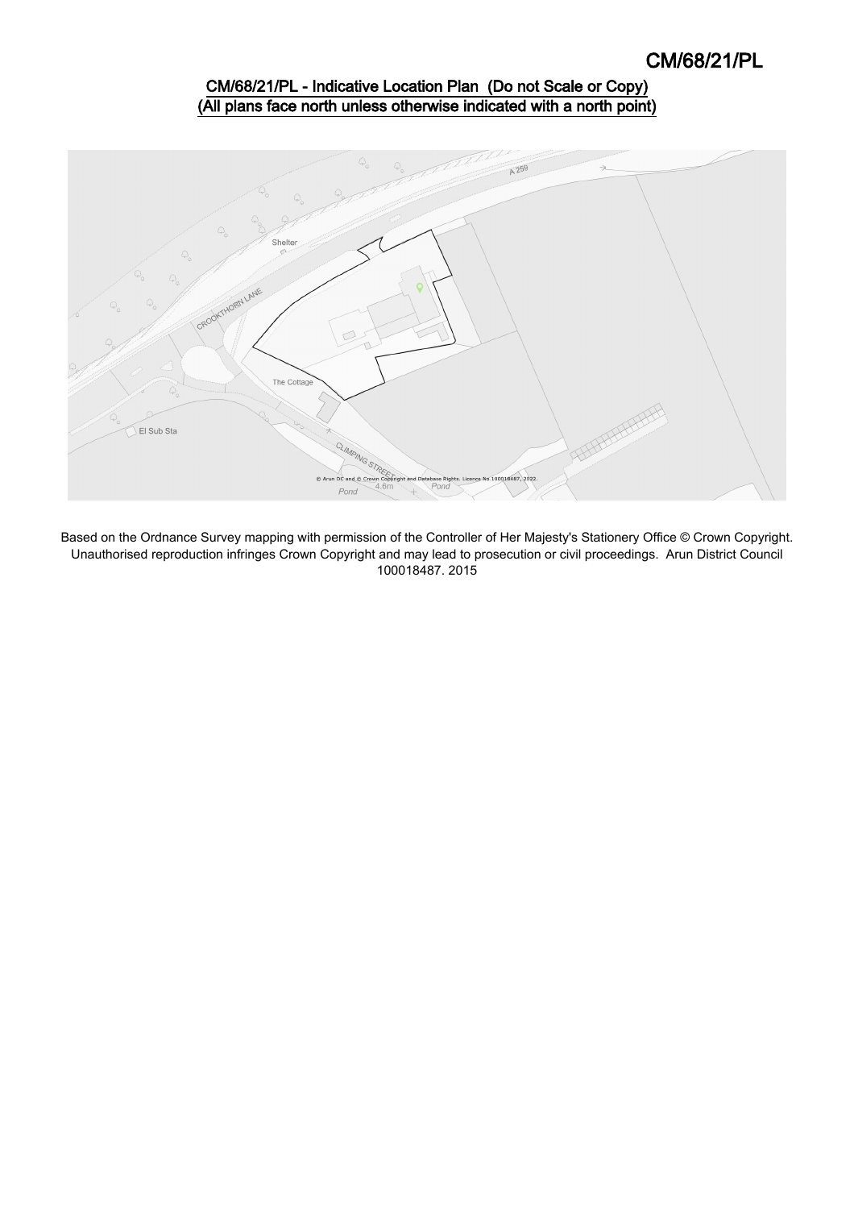# CM/68/21/PL

## CM/68/21/PL - Indicative Location Plan (Do not Scale or Copy)
## (All plans face north unless otherwise indicated with a north point)

A 259

Shelter

CROOKTHORN LANE

The Cottage

El Sub Sta

CLIMPING STREET

© Arun DC and © Crown Copyright and Database Rights. Licence No.100018487, 2022.

4.6m

Pond

Pond

Based on the Ordnance Survey mapping with permission of the Controller of Her Majesty's Stationery Office © Crown Copyright. Unauthorised reproduction infringes Crown Copyright and may lead to prosecution or civil proceedings. Arun District Council 100018487. 2015